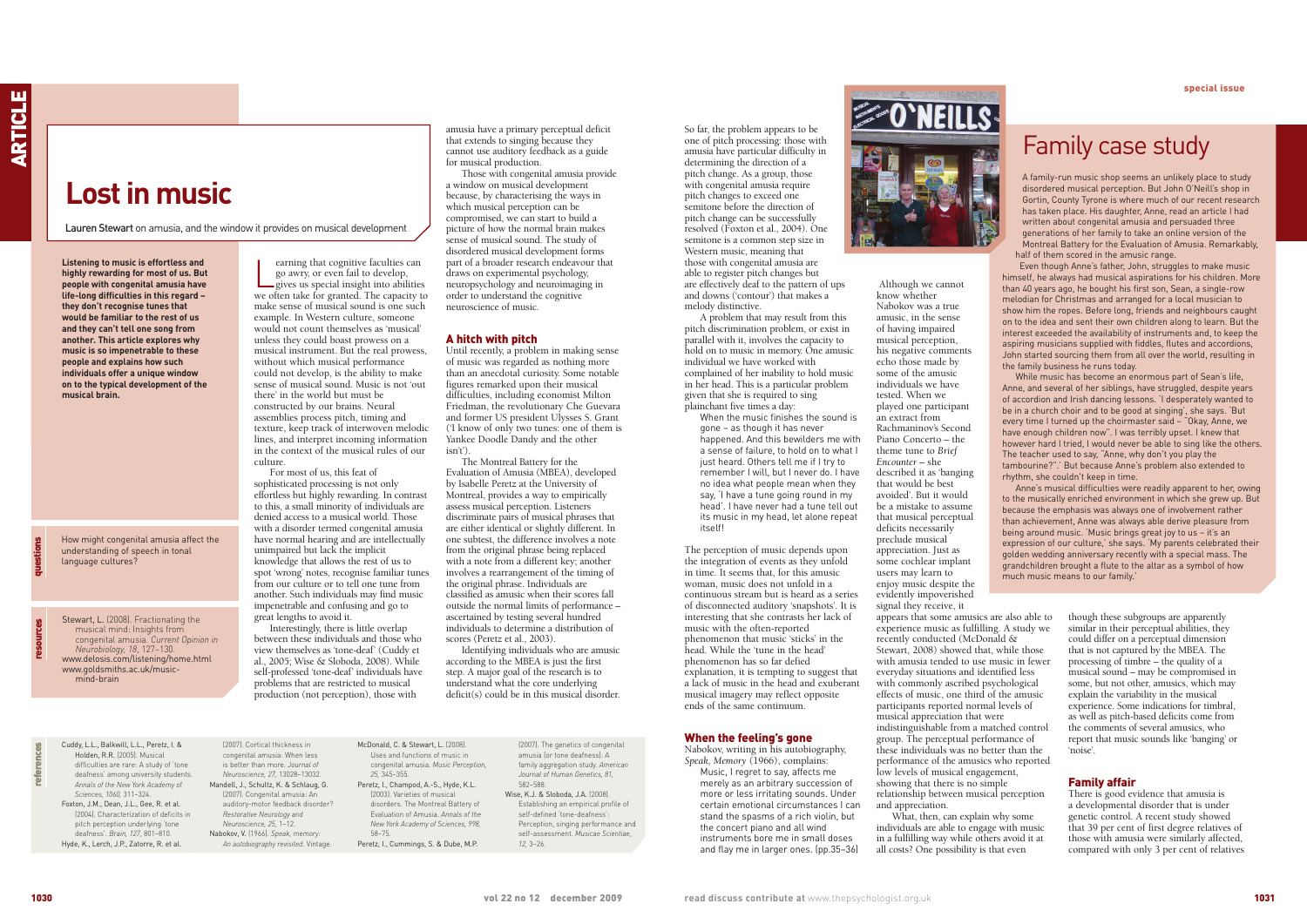# Lost in music

**Lauren Stewart** on amusia, and the window it provides on musical development

**Listening to music is effortless and highly rewarding for most of us. But people with congenital amusia have life-long difficulties in this regard – they don't recognise tunes that would be familiar to the rest of us and they can't tell one song from another. This article explores why music is so impenetrable to these people and explains how such individuals offer a unique window on to the typical development of the musical brain.**

**questions**

How might congenital amusia affect the understanding of speech in tonal language cultures?

**resources**

Stewart, L. (2008). Fractionating the musical mind: Insights from congenital amusia. *Current Opinion in Neurobiology, 18*, 127–130.
www.delosis.com/listening/home.html
www.goldsmiths.ac.uk/music-mind-brain

Learning that cognitive faculties can go awry, or even fail to develop, gives us special insight into abilities we often take for granted. The capacity to make sense of musical sound is one such example. In Western culture, someone would not count themselves as 'musical' unless they could boast prowess on a musical instrument. But the real prowess, without which musical performance could not develop, is the ability to make sense of musical sound. Music is not 'out there' in the world but must be constructed by our brains. Neural assemblies process pitch, timing and texture, keep track of interwoven melodic lines, and interpret incoming information in the context of the musical rules of our culture.

For most of us, this feat of sophisticated processing is not only effortless but highly rewarding. In contrast to this, a small minority of individuals are denied access to a musical world. Those with a disorder termed congenital amusia have normal hearing and are intellectually unimpaired but lack the implicit knowledge that allows the rest of us to spot 'wrong' notes, recognise familiar tunes from our culture or to tell one tune from another. Such individuals may find music impenetrable and confusing and go to great lengths to avoid it.

Interestingly, there is little overlap between these individuals and those who view themselves as 'tone-deaf' (Cuddy et al., 2005; Wise & Sloboda, 2008). While self-professed 'tone-deaf' individuals have problems that are restricted to musical production (not perception), those with amusia have a primary perceptual deficit that extends to singing because they cannot use auditory feedback as a guide for musical production.

Those with congenital amusia provide a window on musical development because, by characterising the ways in which musical perception can be compromised, we can start to build a picture of how the normal brain makes sense of musical sound. The study of disordered musical development forms part of a broader research endeavour that draws on experimental psychology, neuropsychology and neuroimaging in order to understand the cognitive neuroscience of music.

## A hitch with pitch

Until recently, a problem in making sense of music was regarded as nothing more than an anecdotal curiosity. Some notable figures remarked upon their musical difficulties, including economist Milton Friedman, the revolutionary Che Guevara and former US president Ulysses S. Grant ('I know of only two tunes: one of them is Yankee Doodle Dandy and the other isn't').

The Montreal Battery for the Evaluation of Amusia (MBEA), developed by Isabelle Peretz at the University of Montreal, provides a way to empirically assess musical perception. Listeners discriminate pairs of musical phrases that are either identical or slightly different. In one subtest, the difference involves a note from the original phrase being replaced with a note from a different key; another involves a rearrangement of the timing of the original phrase. Individuals are classified as amusic when their scores fall outside the normal limits of performance – ascertained by testing several hundred individuals to determine a distribution of scores (Peretz et al., 2003).

Identifying individuals who are amusic according to the MBEA is just the first step. A major goal of the research is to understand what the core underlying deficit(s) could be in this musical disorder.

So far, the problem appears to be one of pitch processing: those with amusia have particular difficulty in determining the direction of a pitch change. As a group, those with congenital amusia require pitch changes to exceed one semitone before the direction of pitch change can be successfully resolved (Foxton et al., 2004). One semitone is a common step size in Western music, meaning that those with congenital amusia are able to register pitch changes but are effectively deaf to the pattern of ups and downs ('contour') that makes a melody distinctive.

A problem that may result from this pitch discrimination problem, or exist in parallel with it, involves the capacity to hold on to music in memory. One amusic individual we have worked with complained of her inability to hold music in her head, a particular problem given that she is required to sing plainchant five times a day:

> When the music finishes the sound is gone – as though it has never happened. And this bewilders me with a sense of failure, to hold on to what I just heard. Others tell me if I try to remember I will, but I never do. I have no idea what people mean when they say, 'I have a tune going round in my head'. I have never had a tune tell out its music in my head, let alone repeat itself!

The perception of music depends upon the integration of events as they unfold in time. It seems that, for this amusic woman, music does not unfold in a continuous stream but is heard as a series of disconnected auditory 'snapshots'. It is interesting that she contrasts her lack of music with the often-reported phenomenon that music 'sticks' in the head. While the 'tune in the head' phenomenon has so far defied explanation, it is tempting to suggest that a lack of music in the head and exuberant musical imagery may reflect opposite ends of the same continuum.

## When the feeling's gone

Nabokov, writing in his autobiography, *Speak, Memory* (1966), complains:

> Music, I regret to say, affects me merely as an arbitrary succession of more or less irritating sounds. Under certain emotional circumstances I can stand the spasms of a rich violin, but the concert piano and all wind instruments bore me in small doses and flay me in larger ones. (pp.35–36)

Although we cannot know whether Nabokov was a true amusic, in the sense of having impaired musical perception, his negative comments echo those made by some of the amusic individuals we have tested. When we played one participant an extract from Rachmaninov's Second Piano Concerto – the theme tune to *Brief Encounter* – she described it as 'banging' that would be best avoided'. But it would be a mistake to assume that musical perceptual deficits necessarily preclude musical appreciation. Just as some cochlear implant users may learn to enjoy music despite the evidently impoverished signal they receive, it appears that some amusics are also able to experience music as fulfilling. A study we recently conducted (McDonald & Stewart, 2008) showed that, while those with amusia tended to use music in fewer everyday situations and identified less with commonly ascribed psychological effects of music, one third of the amusic participants reported normal levels of musical appreciation that were indistinguishable from a matched control group. The perceptual performance of these individuals was no better than the performance of the amusics who reported low levels of musical engagement, showing that there is no simple relationship between musical perception and appreciation.

What, then, can explain why some individuals are able to engage with music in a fulfilling way while others avoid it at all costs? One possibility is that even though these subgroups are apparently similar in their perceptual abilities, they could differ on a perceptual dimension that is not captured by the MBEA. The processing of timbre – the quality of a musical sound – may be compromised in some, but not other, amusics, which may explain the variability in the musical experience. Some indications for timbral, as well as pitch-based deficits come from the comments of several amusics, who report that music sounds like 'banging' or 'noise'.

## Family affair

There is good evidence that amusia is a developmental disorder that is under genetic control. A recent study showed that 39 per cent of first degree relatives of those with amusia were similarly affected, compared with only 3 per cent of relatives

## Family case study

A family-run music shop seems an unlikely place to study disordered musical perception. But John O'Neill's shop in Gortin, County Tyrone is where much of our recent research has taken place. His daughter, Anne, read an article I had written about congenital amusia and persuaded three generations of her family to take an online version of the Montreal Battery for the Evaluation of Amusia. Remarkably, half of them scored in the amusic range.

Even though Anne's father, John, struggles to make music himself, he always had musical aspirations for his children. More than 40 years ago, he bought his first son, Sean, a single-row melodian for Christmas and arranged for a local musician to show him the ropes. Before long, friends and neighbours caught on to the idea and sent their own children along to learn. But the interest exceeded the availability of instruments and, to keep the aspiring musicians supplied with fiddles, flutes and accordions, John started sourcing them from all over the world, resulting in the family business he runs today.

While music has become an enormous part of Sean's life, Anne, and several of her siblings, have struggled, despite years of accordion and Irish dancing lessons. 'I desperately wanted to be in a church choir and to be good at singing', she says. 'But every time I turned up the choirmaster said – "Okay, Anne, we have enough children now". I was terribly upset. I knew that however hard I tried, I would never be able to sing like the others. The teacher used to say, "Anne, why don't you play the tambourine?".' But because Anne's problem also extended to rhythm, she couldn't keep in time.

Anne's musical difficulties were readily apparent to her, owing to the musically enriched environment in which she grew up. But because the emphasis was always one of involvement rather than achievement, Anne was always able derive pleasure from being around music. 'Music brings great joy to us – it's an expression of our culture,' she says. 'My parents celebrated their golden wedding anniversary recently with a special mass. The grandchildren brought a flute to the altar as a symbol of how much music means to our family.'

**references**

Cuddy, L.L., Balkwill, L.L., Peretz, I. & Holden, R.R. (2005). Musical difficulties are rare: A study of 'tone deafness' among university students. *Annals of the New York Academy of Sciences, 1060*, 311–324.

Foxton, J.M., Dean, J.L., Gee, R. et al. (2004). Characterization of deficits in pitch perception underlying 'tone deafness'. *Brain, 127*, 801–810.

Hyde, K., Lerch, J.P., Zatorre, R. et al. (2007). Cortical thickness in congenital amusia: When less is better than more. *Journal of Neuroscience, 27*, 13028–13032.

Mandell, J., Schultz, K. & Schlaug, G. (2007). Congenital amusia: An auditory-motor feedback disorder? *Restorative Neurology and Neuroscience, 25*, 1–12.

Nabokov, V. (1966). *Speak, memory: An autobiography revisited*. Vintage.

McDonald, C. & Stewart, L. (2008). Uses and functions of music in congenital amusia. *Music Perception, 25*, 345–355.

Peretz, I., Champod, A.-S., Hyde, K.L. (2003). Varieties of musical disorders. The Montreal Battery of Evaluation of Amusia. *Annals of the New York Academy of Sciences, 998*, 58–75.

Peretz, I., Cummings, S. & Dube, M.P. (2007). The genetics of congenital amusia (or tone deafness): A family aggregation study. *American Journal of Human Genetics, 81*, 582–588.

Wise, K.J. & Sloboda, J.A. (2008). Establishing an empirical profile of self-defined 'tone-deafness': Perception, singing performance and self-assessment. *Musicae Scientiae, 12*, 3–26.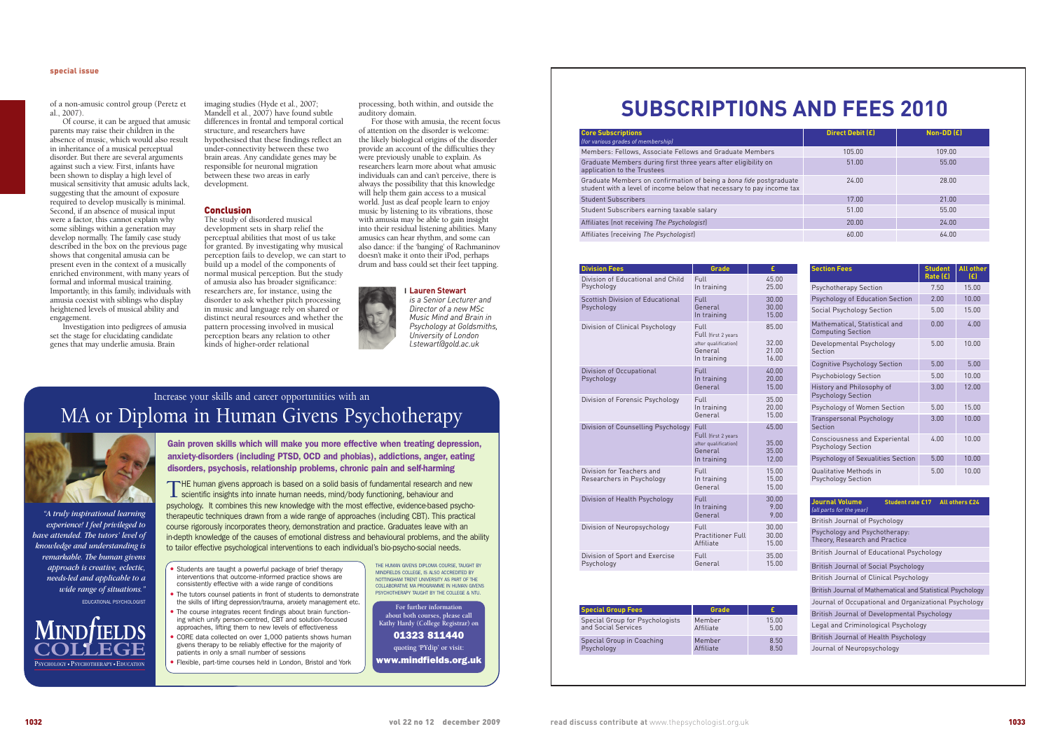of a non-amusic control group (Peretz et al., 2007).

Of course, it can be argued that amusic parents may raise their children in the absence of music, which would also result in inheritance of a musical perceptual disorder. But there are several arguments against such a view. First, infants have been shown to display a high level of musical sensitivity that amusic adults lack, suggesting that the amount of exposure required to develop musically is minimal. Second, if an absence of musical input were a factor, this cannot explain why some siblings within a generation may develop normally. The family case study described in the box on the previous page shows that congenital amusia can be present even in the context of a musically enriched environment, with many years of formal and informal musical training. Importantly, in this family, individuals with amusia coexist with siblings who display heightened levels of musical ability and engagement.

Investigation into pedigrees of amusia set the stage for elucidating candidate genes that may underlie amusia. Brain imaging studies (Hyde et al., 2007; Mandell et al., 2007) have found subtle differences in frontal and temporal cortical structure, and researchers have hypothesised that these findings reflect an under-connectivity between these two brain areas. Any candidate genes may be responsible for neuronal migration between these two areas in early development.

## Conclusion

The study of disordered musical development sets in sharp relief the perceptual abilities that most of us take for granted. By investigating why musical perception fails to develop, we can start to build up a model of the components of normal musical perception. But the study of amusia also has broader significance: researchers are, for instance, using the disorder to ask whether pitch processing in music and language rely on shared or distinct neural resources and whether the pattern processing involved in musical perception bears any relation to other kinds of higher-order relational processing, both within, and outside the auditory domain.

For those with amusia, the recent focus of attention on the disorder is welcome: the likely biological origins of the disorder provide an account of the difficulties they were previously unable to explain. As researchers learn more about what amusic individuals can and can't perceive, there is always the possibility that this knowledge will help them gain access to a musical world. Just as deaf people learn to enjoy music by listening to its vibrations, those with amusia may be able to gain insight into their residual listening abilities. Many amusics can hear rhythm, and some can also dance: if the 'banging' of Rachmaninov doesn't make it onto their iPod, perhaps drum and bass could set their feet tapping.

**Lauren Stewart**
*is a Senior Lecturer and Director of a new MSc Music Mind and Brain in Psychology at Goldsmiths, University of London*
*l.stewart@gold.ac.uk*

Increase your skills and career opportunities with an

# MA or Diploma in Human Givens Psychotherapy

**Gain proven skills which will make you more effective when treating depression, anxiety-disorders (including PTSD, OCD and phobias), addictions, anger, eating disorders, psychosis, relationship problems, chronic pain and self-harming**

THE human givens approach is based on a solid basis of fundamental research and new scientific insights into innate human needs, mind/body functioning, behaviour and psychology. It combines this new knowledge with the most effective, evidence-based psycho-therapeutic techniques drawn from a wide range of approaches (including CBT). This practical course rigorously incorporates theory, demonstration and practice. Graduates leave with an in-depth knowledge of the causes of emotional distress and behavioural problems, and the ability to tailor effective psychological interventions to each individual's bio-psycho-social needs.

- Students are taught a powerful package of brief therapy interventions that outcome-informed practice shows are consistently effective with a wide range of conditions
- The tutors counsel patients in front of students to demonstrate the skills of lifting depression/trauma, anxiety management etc.
- The course integrates recent findings about brain functioning which unify person-centred, CBT and solution-focused approaches, lifting them to new levels of effectiveness
- CORE data collected on over 1,000 patients shows human givens therapy to be reliably effective for the majority of patients in only a small number of sessions
- Flexible, part-time courses held in London, Bristol and York

THE HUMAN GIVENS DIPLOMA COURSE, TAUGHT BY MINDFIELDS COLLEGE, IS ALSO ACCREDITED BY NOTTINGHAM TRENT UNIVERSITY AS PART OF THE COLLABORATIVE MA PROGRAMME IN HUMAN GIVENS PSYCHOTHERAPY TAUGHT BY THE COLLEGE & NTU.

For further information about both courses, please call Kathy Hardy (College Registrar) on **01323 811440** quoting 'PYdip' or visit: **www.mindfields.org.uk**

*"A truly inspirational learning experience! I feel privileged to have attended. The tutors' level of knowledge and understanding is remarkable. The human givens approach is creative, eclectic, needs-led and applicable to a wide range of situations."*
EDUCATIONAL PSYCHOLOGIST

MINDFIELDS COLLEGE
PSYCHOLOGY • PSYCHOTHERAPY • EDUCATION

# SUBSCRIPTIONS AND FEES 2010

| Core Subscriptions (for various grades of membership) | Direct Debit (£) | Non-DD (£) |
|---|---|---|
| Members: Fellows, Associate Fellows and Graduate Members | 105.00 | 109.00 |
| Graduate Members during first three years after eligibility on application to the Trustees | 51.00 | 55.00 |
| Graduate Members on confirmation of being a *bona fide* postgraduate student with a level of income below that necessary to pay income tax | 24.00 | 28.00 |
| Student Subscribers | 17.00 | 21.00 |
| Student Subscribers earning taxable salary | 51.00 | 55.00 |
| Affiliates (not receiving *The Psychologist*) | 20.00 | 24.00 |
| Affiliates (receiving *The Psychologist*) | 60.00 | 64.00 |

| Division Fees | Grade | £ |
|---|---|---|
| Division of Educational and Child Psychology | Full<br>In training | 45.00<br>25.00 |
| Scottish Division of Educational Psychology | Full<br>General<br>In training | 30.00<br>30.00<br>15.00 |
| Division of Clinical Psychology | Full<br>Full (first 2 years after qualification)<br>General<br>In training | 85.00<br>32.00<br>21.00<br>16.00 |
| Division of Occupational Psychology | Full<br>In training<br>General | 40.00<br>20.00<br>15.00 |
| Division of Forensic Psychology | Full<br>In training<br>General | 35.00<br>20.00<br>15.00 |
| Division of Counselling Psychology | Full<br>Full (first 2 years after qualification)<br>General<br>In training | 45.00<br>35.00<br>35.00<br>12.00 |
| Division for Teachers and Researchers in Psychology | Full<br>In training<br>General | 15.00<br>15.00<br>15.00 |
| Division of Health Psychology | Full<br>In training<br>General | 30.00<br>9.00<br>9.00 |
| Division of Neuropsychology | Full<br>Practitioner Full<br>Affiliate | 30.00<br>30.00<br>15.00 |
| Division of Sport and Exercise Psychology | Full<br>General | 35.00<br>15.00 |

| Special Group Fees | Grade | £ |
|---|---|---|
| Special Group for Psychologists and Social Services | Member<br>Affiliate | 15.00<br>5.00 |
| Special Group in Coaching Psychology | Member<br>Affiliate | 8.50<br>8.50 |

| Section Fees | Student Rate (£) | All other (£) |
|---|---|---|
| Psychotherapy Section | 7.50 | 15.00 |
| Psychology of Education Section | 2.00 | 10.00 |
| Social Psychology Section | 5.00 | 15.00 |
| Mathematical, Statistical and Computing Section | 0.00 | 4.00 |
| Developmental Psychology Section | 5.00 | 10.00 |
| Cognitive Psychology Section | 5.00 | 5.00 |
| Psychobiology Section | 5.00 | 10.00 |
| History and Philosophy of Psychology Section | 3.00 | 12.00 |
| Psychology of Women Section | 5.00 | 15.00 |
| Transpersonal Psychology Section | 3.00 | 10.00 |
| Consciousness and Experiential Psychology Section | 4.00 | 10.00 |
| Psychology of Sexualities Section | 5.00 | 10.00 |
| Qualitative Methods in Psychology Section | 5.00 | 10.00 |

| Journal Volume (all parts for the year) — Student rate £17 — All others £24 |
|---|
| British Journal of Psychology |
| Psychology and Psychotherapy: Theory, Research and Practice |
| British Journal of Educational Psychology |
| British Journal of Social Psychology |
| British Journal of Clinical Psychology |
| British Journal of Mathematical and Statistical Psychology |
| Journal of Occupational and Organizational Psychology |
| British Journal of Developmental Psychology |
| Legal and Criminological Psychology |
| British Journal of Health Psychology |
| Journal of Neuropsychology |